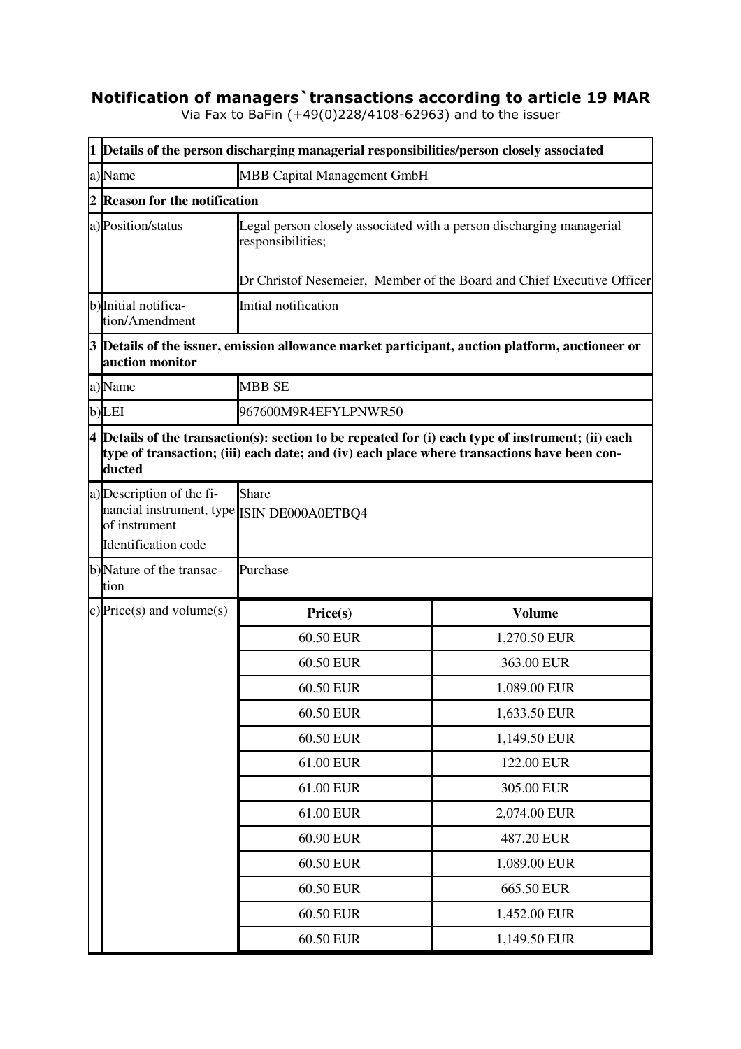# Notification of managers`transactions according to article 19 MAR

Via Fax to BaFin (+49(0)228/4108-62963) and to the issuer

| | | | |
|---|---|---|---|
| **1** | **Details of the person discharging managerial responsibilities/person closely associated** | | |
| a) | Name | MBB Capital Management GmbH | |
| **2** | **Reason for the notification** | | |
| a) | Position/status | Legal person closely associated with a person discharging managerial responsibilities;<br><br>Dr Christof Nesemeier, Member of the Board and Chief Executive Officer | |
| b) | Initial notification/Amendment | Initial notification | |
| **3** | **Details of the issuer, emission allowance market participant, auction platform, auctioneer or auction monitor** | | |
| a) | Name | MBB SE | |
| b) | LEI | 967600M9R4EFYLPNWR50 | |
| **4** | **Details of the transaction(s): section to be repeated for (i) each type of instrument; (ii) each type of transaction; (iii) each date; and (iv) each place where transactions have been conducted** | | |
| a) | Description of the financial instrument, type of instrument<br>Identification code | Share<br>ISIN DE000A0ETBQ4 | |
| b) | Nature of the transaction | Purchase | |
| c) | Price(s) and volume(s) | **Price(s)** | **Volume** |
| | | 60.50 EUR | 1,270.50 EUR |
| | | 60.50 EUR | 363.00 EUR |
| | | 60.50 EUR | 1,089.00 EUR |
| | | 60.50 EUR | 1,633.50 EUR |
| | | 60.50 EUR | 1,149.50 EUR |
| | | 61.00 EUR | 122.00 EUR |
| | | 61.00 EUR | 305.00 EUR |
| | | 61.00 EUR | 2,074.00 EUR |
| | | 60.90 EUR | 487.20 EUR |
| | | 60.50 EUR | 1,089.00 EUR |
| | | 60.50 EUR | 665.50 EUR |
| | | 60.50 EUR | 1,452.00 EUR |
| | | 60.50 EUR | 1,149.50 EUR |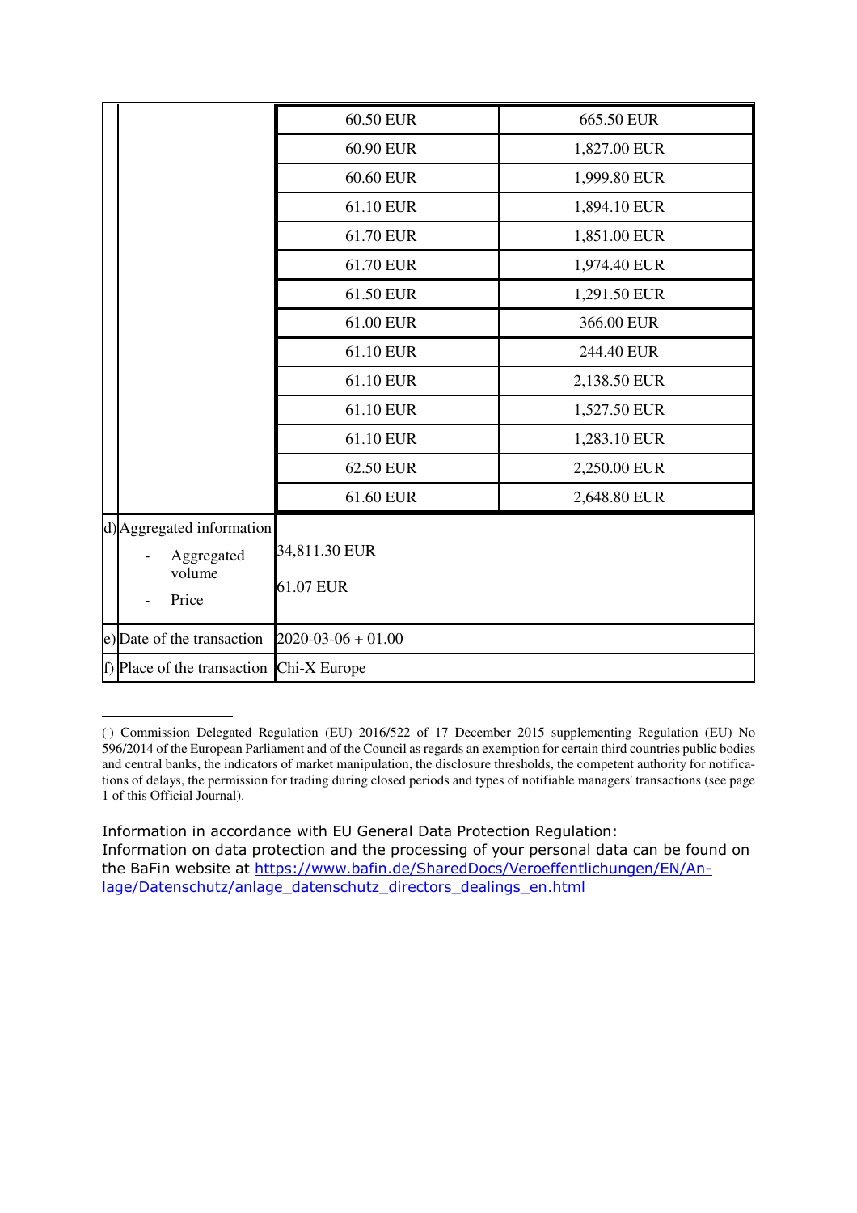| | | | |
|---|---|---|---|
| | | 60.50 EUR | 665.50 EUR |
| | | 60.90 EUR | 1,827.00 EUR |
| | | 60.60 EUR | 1,999.80 EUR |
| | | 61.10 EUR | 1,894.10 EUR |
| | | 61.70 EUR | 1,851.00 EUR |
| | | 61.70 EUR | 1,974.40 EUR |
| | | 61.50 EUR | 1,291.50 EUR |
| | | 61.00 EUR | 366.00 EUR |
| | | 61.10 EUR | 244.40 EUR |
| | | 61.10 EUR | 2,138.50 EUR |
| | | 61.10 EUR | 1,527.50 EUR |
| | | 61.10 EUR | 1,283.10 EUR |
| | | 62.50 EUR | 2,250.00 EUR |
| | | 61.60 EUR | 2,648.80 EUR |
| d) | Aggregated information<br>- Aggregated volume<br>- Price | 34,811.30 EUR<br>61.07 EUR | |
| e) | Date of the transaction | 2020-03-06 + 01.00 | |
| f) | Place of the transaction | Chi-X Europe | |

---

(1) Commission Delegated Regulation (EU) 2016/522 of 17 December 2015 supplementing Regulation (EU) No 596/2014 of the European Parliament and of the Council as regards an exemption for certain third countries public bodies and central banks, the indicators of market manipulation, the disclosure thresholds, the competent authority for notifications of delays, the permission for trading during closed periods and types of notifiable managers' transactions (see page 1 of this Official Journal).

Information in accordance with EU General Data Protection Regulation:
Information on data protection and the processing of your personal data can be found on the BaFin website at https://www.bafin.de/SharedDocs/Veroeffentlichungen/EN/Anlage/Datenschutz/anlage_datenschutz_directors_dealings_en.html